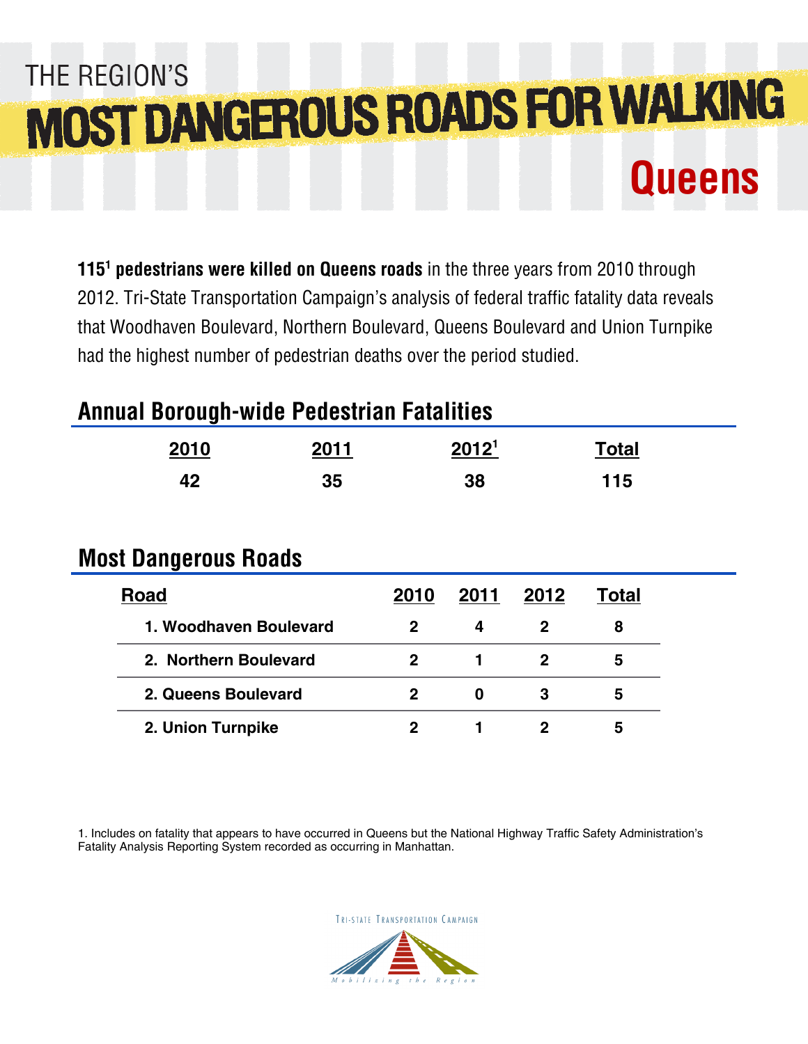THE REGION'S

# MOST DANGEROUS ROADS FOR WALKING

## Queens

**115[1] pedestrians were killed on Queens roads** in the three years from 2010 through 2012. Tri-State Transportation Campaign's analysis of federal traffic fatality data reveals that Woodhaven Boulevard, Northern Boulevard, Queens Boulevard and Union Turnpike had the highest number of pedestrian deaths over the period studied.

## Annual Borough-wide Pedestrian Fatalities

| 2010 | 2011 | 2012[1] | Total |
|---|---|---|---|
| 42 | 35 | 38 | 115 |

## Most Dangerous Roads

| Road | 2010 | 2011 | 2012 | Total |
|---|---|---|---|---|
| 1. Woodhaven Boulevard | 2 | 4 | 2 | 8 |
| 2. Northern Boulevard | 2 | 1 | 2 | 5 |
| 2. Queens Boulevard | 2 | 0 | 3 | 5 |
| 2. Union Turnpike | 2 | 1 | 2 | 5 |

1. Includes on fatality that appears to have occurred in Queens but the National Highway Traffic Safety Administration's Fatality Analysis Reporting System recorded as occurring in Manhattan.

Tri-State Transportation Campaign

Mobilizing the Region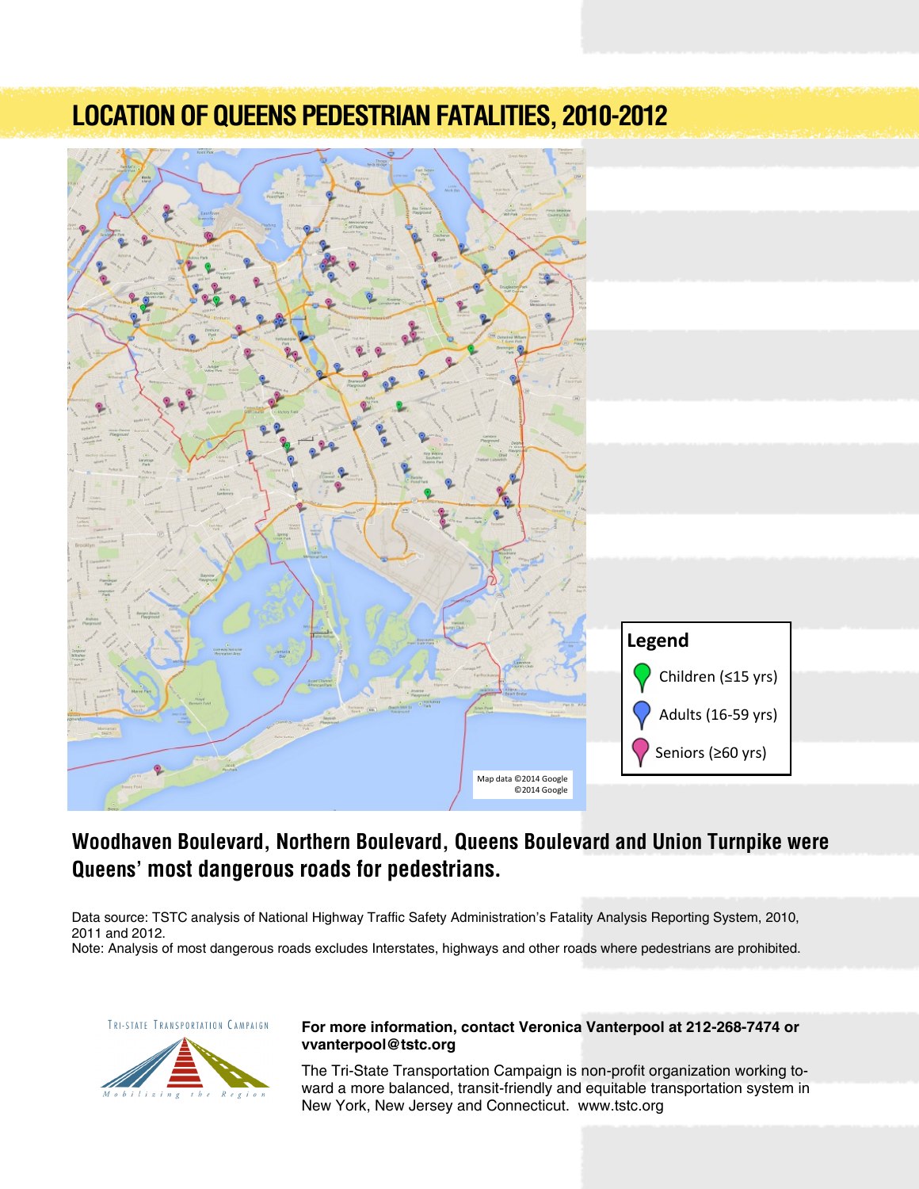# LOCATION OF QUEENS PEDESTRIAN FATALITIES, 2010-2012

Map data ©2014 Google
©2014 Google

Legend

Children (≤15 yrs)

Adults (16-59 yrs)

Seniors (≥60 yrs)

**Woodhaven Boulevard, Northern Boulevard, Queens Boulevard and Union Turnpike were Queens' most dangerous roads for pedestrians.**

Data source: TSTC analysis of National Highway Traffic Safety Administration's Fatality Analysis Reporting System, 2010, 2011 and 2012.
Note: Analysis of most dangerous roads excludes Interstates, highways and other roads where pedestrians are prohibited.

TRI-STATE TRANSPORTATION CAMPAIGN

*Mobilizing the Region*

**For more information, contact Veronica Vanterpool at 212-268-7474 or vvanterpool@tstc.org**

The Tri-State Transportation Campaign is non-profit organization working toward a more balanced, transit-friendly and equitable transportation system in New York, New Jersey and Connecticut. www.tstc.org